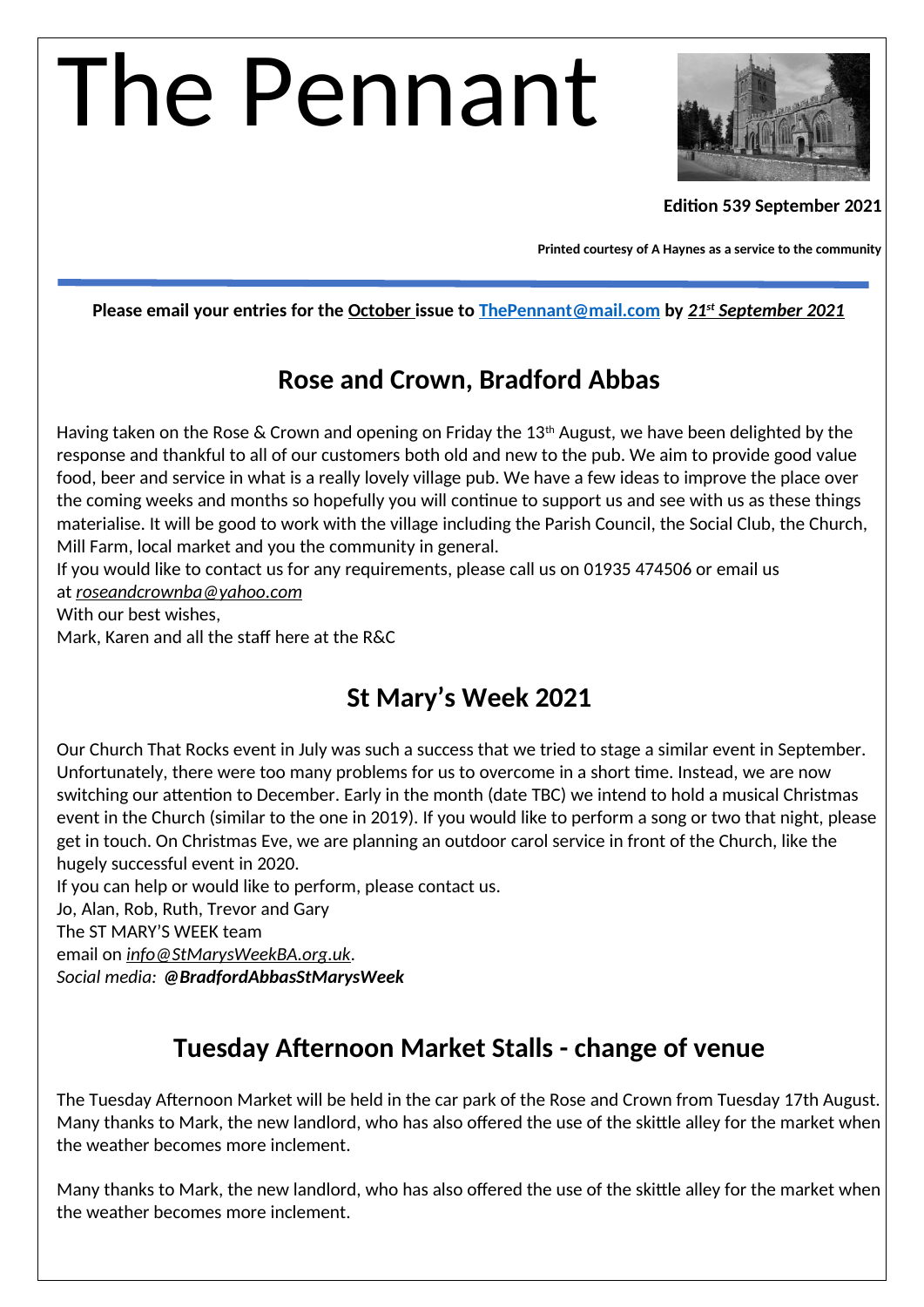# The Pennant

**Edition 539 September 2021**

**Printed courtesy of A Haynes as a service to the community**

**Please email your entries for the October issue to ThePennant@mail.com by *21st September 2021***

## Rose and Crown, Bradford Abbas

Having taken on the Rose & Crown and opening on Friday the 13th August, we have been delighted by the response and thankful to all of our customers both old and new to the pub. We aim to provide good value food, beer and service in what is a really lovely village pub. We have a few ideas to improve the place over the coming weeks and months so hopefully you will continue to support us and see with us as these things materialise. It will be good to work with the village including the Parish Council, the Social Club, the Church, Mill Farm, local market and you the community in general.
If you would like to contact us for any requirements, please call us on 01935 474506 or email us at *roseandcrownba@yahoo.com*
With our best wishes,
Mark, Karen and all the staff here at the R&C

## St Mary's Week 2021

Our Church That Rocks event in July was such a success that we tried to stage a similar event in September. Unfortunately, there were too many problems for us to overcome in a short time. Instead, we are now switching our attention to December. Early in the month (date TBC) we intend to hold a musical Christmas event in the Church (similar to the one in 2019). If you would like to perform a song or two that night, please get in touch. On Christmas Eve, we are planning an outdoor carol service in front of the Church, like the hugely successful event in 2020.
If you can help or would like to perform, please contact us.
Jo, Alan, Rob, Ruth, Trevor and Gary
The ST MARY'S WEEK team
email on *info@StMarysWeekBA.org.uk*.
*Social media:* ***@BradfordAbbasStMarysWeek***

## Tuesday Afternoon Market Stalls - change of venue

The Tuesday Afternoon Market will be held in the car park of the Rose and Crown from Tuesday 17th August. Many thanks to Mark, the new landlord, who has also offered the use of the skittle alley for the market when the weather becomes more inclement.

Many thanks to Mark, the new landlord, who has also offered the use of the skittle alley for the market when the weather becomes more inclement.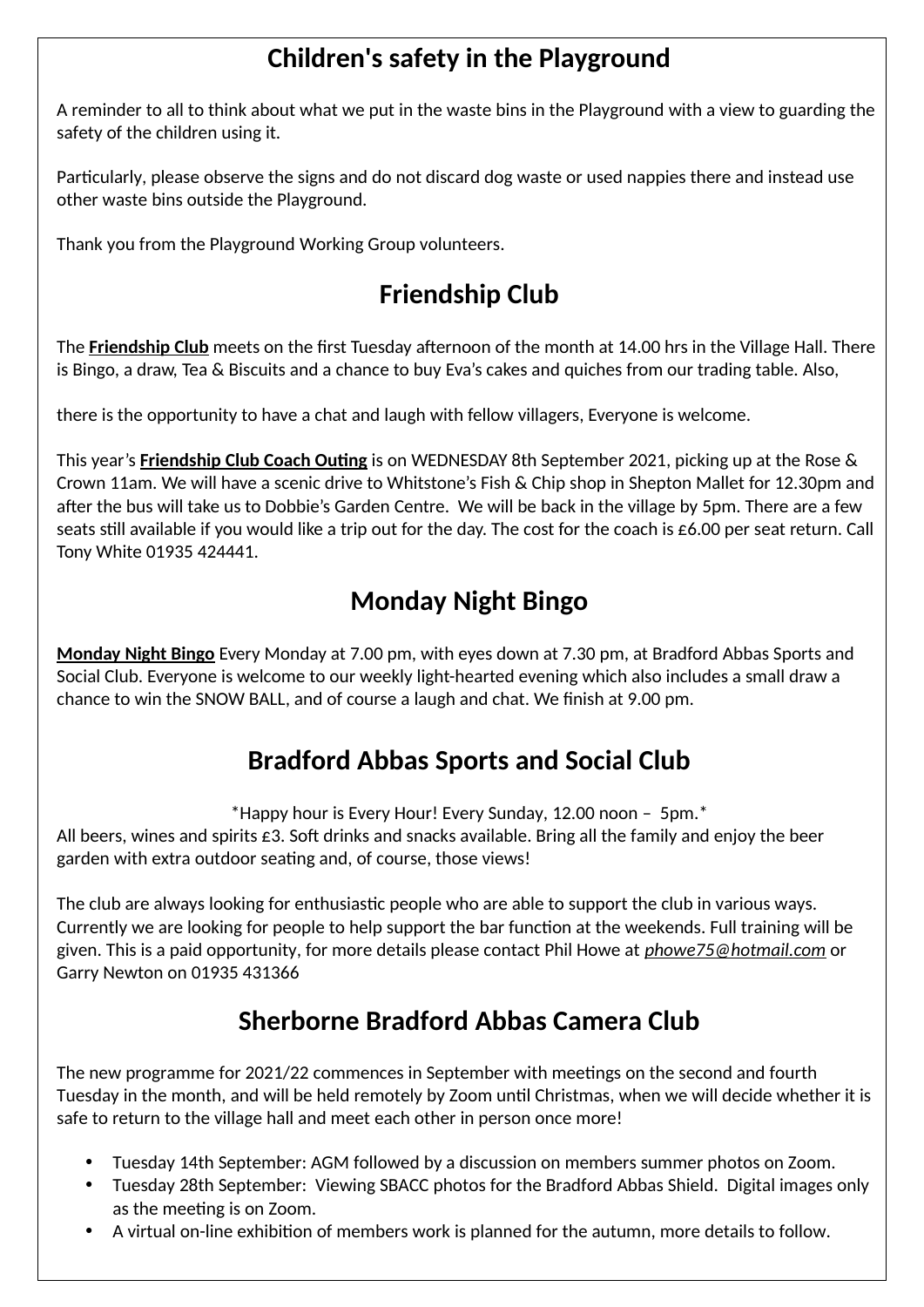## Children's safety in the Playground

A reminder to all to think about what we put in the waste bins in the Playground with a view to guarding the safety of the children using it.

Particularly, please observe the signs and do not discard dog waste or used nappies there and instead use other waste bins outside the Playground.

Thank you from the Playground Working Group volunteers.

## Friendship Club

The **Friendship Club** meets on the first Tuesday afternoon of the month at 14.00 hrs in the Village Hall. There is Bingo, a draw, Tea & Biscuits and a chance to buy Eva's cakes and quiches from our trading table. Also,

there is the opportunity to have a chat and laugh with fellow villagers, Everyone is welcome.

This year's **Friendship Club Coach Outing** is on WEDNESDAY 8th September 2021, picking up at the Rose & Crown 11am. We will have a scenic drive to Whitstone's Fish & Chip shop in Shepton Mallet for 12.30pm and after the bus will take us to Dobbie's Garden Centre. We will be back in the village by 5pm. There are a few seats still available if you would like a trip out for the day. The cost for the coach is £6.00 per seat return. Call Tony White 01935 424441.

## Monday Night Bingo

**Monday Night Bingo** Every Monday at 7.00 pm, with eyes down at 7.30 pm, at Bradford Abbas Sports and Social Club. Everyone is welcome to our weekly light-hearted evening which also includes a small draw a chance to win the SNOW BALL, and of course a laugh and chat. We finish at 9.00 pm.

## Bradford Abbas Sports and Social Club

*Happy hour is Every Hour! Every Sunday, 12.00 noon – 5pm.*

All beers, wines and spirits £3. Soft drinks and snacks available. Bring all the family and enjoy the beer garden with extra outdoor seating and, of course, those views!

The club are always looking for enthusiastic people who are able to support the club in various ways. Currently we are looking for people to help support the bar function at the weekends. Full training will be given. This is a paid opportunity, for more details please contact Phil Howe at *phowe75@hotmail.com* or Garry Newton on 01935 431366

## Sherborne Bradford Abbas Camera Club

The new programme for 2021/22 commences in September with meetings on the second and fourth Tuesday in the month, and will be held remotely by Zoom until Christmas, when we will decide whether it is safe to return to the village hall and meet each other in person once more!

- Tuesday 14th September: AGM followed by a discussion on members summer photos on Zoom.
- Tuesday 28th September: Viewing SBACC photos for the Bradford Abbas Shield. Digital images only as the meeting is on Zoom.
- A virtual on-line exhibition of members work is planned for the autumn, more details to follow.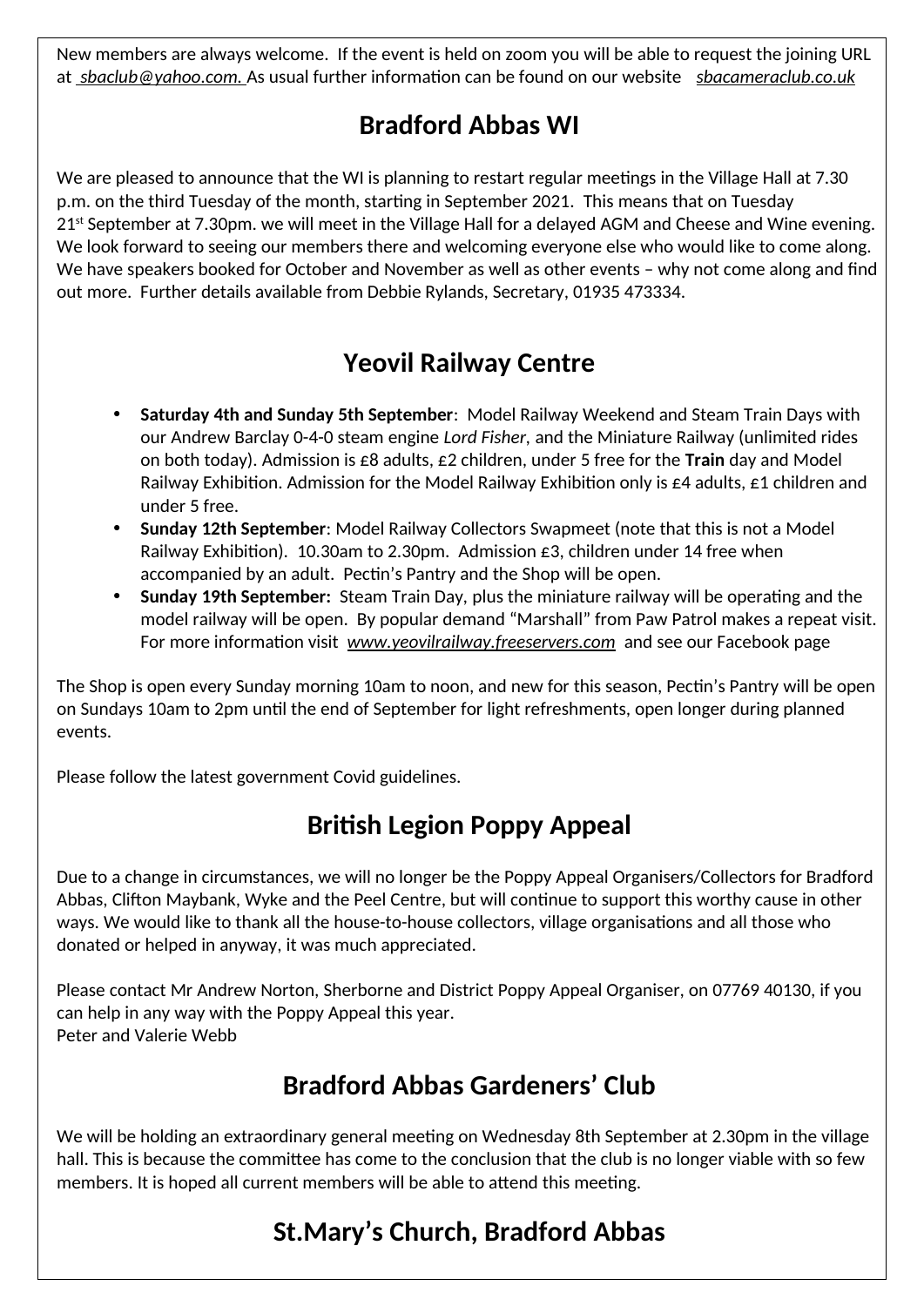New members are always welcome. If the event is held on zoom you will be able to request the joining URL at *sbaclub@yahoo.com.* As usual further information can be found on our website *sbacameraclub.co.uk*

## Bradford Abbas WI

We are pleased to announce that the WI is planning to restart regular meetings in the Village Hall at 7.30 p.m. on the third Tuesday of the month, starting in September 2021. This means that on Tuesday 21st September at 7.30pm. we will meet in the Village Hall for a delayed AGM and Cheese and Wine evening. We look forward to seeing our members there and welcoming everyone else who would like to come along. We have speakers booked for October and November as well as other events – why not come along and find out more. Further details available from Debbie Rylands, Secretary, 01935 473334.

## Yeovil Railway Centre

- **Saturday 4th and Sunday 5th September**: Model Railway Weekend and Steam Train Days with our Andrew Barclay 0-4-0 steam engine *Lord Fisher*, and the Miniature Railway (unlimited rides on both today). Admission is £8 adults, £2 children, under 5 free for the **Train** day and Model Railway Exhibition. Admission for the Model Railway Exhibition only is £4 adults, £1 children and under 5 free.
- **Sunday 12th September**: Model Railway Collectors Swapmeet (note that this is not a Model Railway Exhibition). 10.30am to 2.30pm. Admission £3, children under 14 free when accompanied by an adult. Pectin's Pantry and the Shop will be open.
- **Sunday 19th September:** Steam Train Day, plus the miniature railway will be operating and the model railway will be open. By popular demand "Marshall" from Paw Patrol makes a repeat visit. For more information visit *www.yeovilrailway.freeservers.com* and see our Facebook page

The Shop is open every Sunday morning 10am to noon, and new for this season, Pectin's Pantry will be open on Sundays 10am to 2pm until the end of September for light refreshments, open longer during planned events.

Please follow the latest government Covid guidelines.

## British Legion Poppy Appeal

Due to a change in circumstances, we will no longer be the Poppy Appeal Organisers/Collectors for Bradford Abbas, Clifton Maybank, Wyke and the Peel Centre, but will continue to support this worthy cause in other ways. We would like to thank all the house-to-house collectors, village organisations and all those who donated or helped in anyway, it was much appreciated.

Please contact Mr Andrew Norton, Sherborne and District Poppy Appeal Organiser, on 07769 40130, if you can help in any way with the Poppy Appeal this year.
Peter and Valerie Webb

## Bradford Abbas Gardeners' Club

We will be holding an extraordinary general meeting on Wednesday 8th September at 2.30pm in the village hall. This is because the committee has come to the conclusion that the club is no longer viable with so few members. It is hoped all current members will be able to attend this meeting.

## St.Mary's Church, Bradford Abbas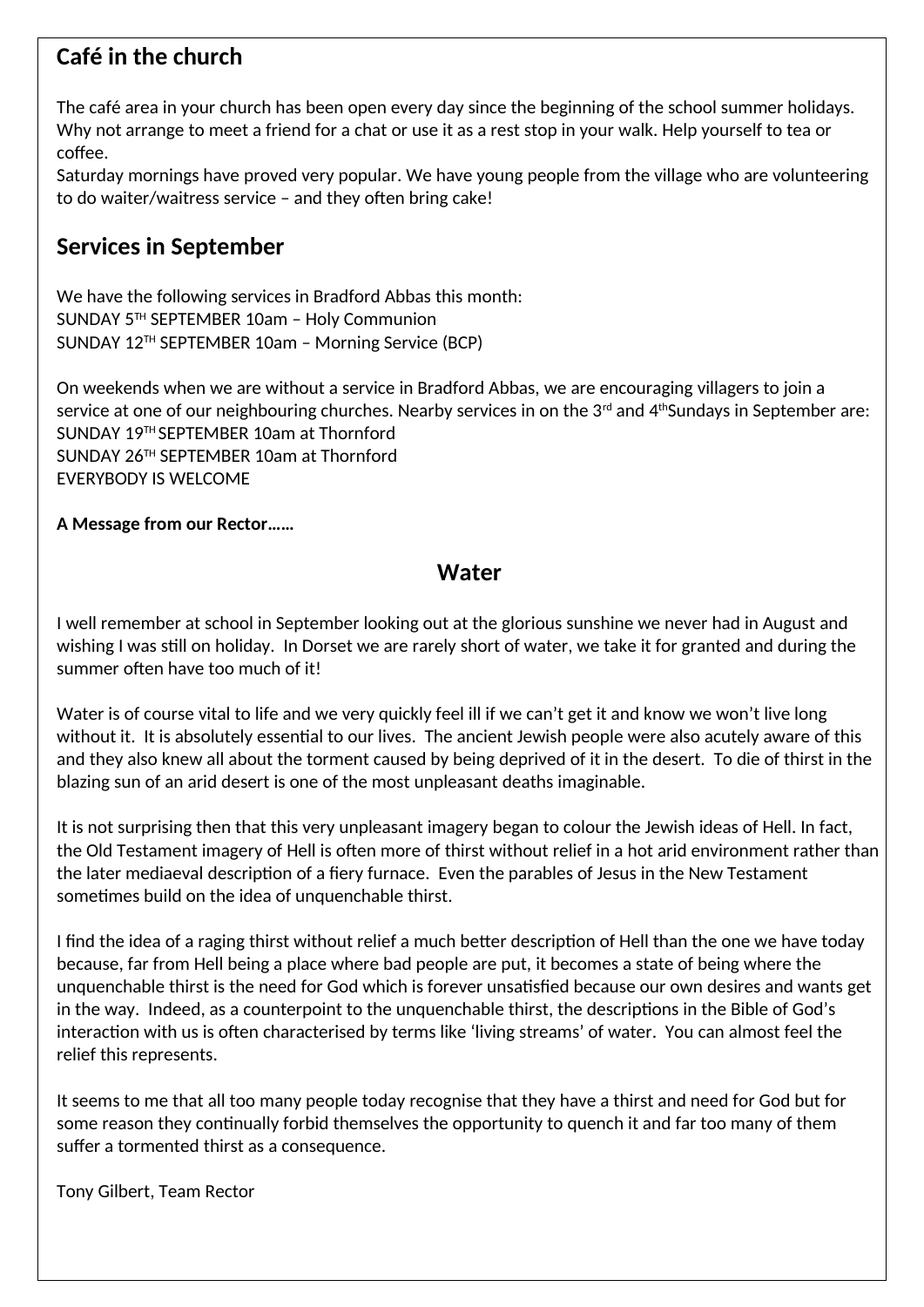## Café in the church

The café area in your church has been open every day since the beginning of the school summer holidays. Why not arrange to meet a friend for a chat or use it as a rest stop in your walk. Help yourself to tea or coffee.
Saturday mornings have proved very popular. We have young people from the village who are volunteering to do waiter/waitress service – and they often bring cake!

## Services in September

We have the following services in Bradford Abbas this month:
SUNDAY 5TH SEPTEMBER 10am – Holy Communion
SUNDAY 12TH SEPTEMBER 10am – Morning Service (BCP)

On weekends when we are without a service in Bradford Abbas, we are encouraging villagers to join a service at one of our neighbouring churches. Nearby services in on the 3rd and 4thSundays in September are:
SUNDAY 19TH SEPTEMBER 10am at Thornford
SUNDAY 26TH SEPTEMBER 10am at Thornford
EVERYBODY IS WELCOME

**A Message from our Rector……**

### Water

I well remember at school in September looking out at the glorious sunshine we never had in August and wishing I was still on holiday. In Dorset we are rarely short of water, we take it for granted and during the summer often have too much of it!

Water is of course vital to life and we very quickly feel ill if we can't get it and know we won't live long without it. It is absolutely essential to our lives. The ancient Jewish people were also acutely aware of this and they also knew all about the torment caused by being deprived of it in the desert. To die of thirst in the blazing sun of an arid desert is one of the most unpleasant deaths imaginable.

It is not surprising then that this very unpleasant imagery began to colour the Jewish ideas of Hell. In fact, the Old Testament imagery of Hell is often more of thirst without relief in a hot arid environment rather than the later mediaeval description of a fiery furnace. Even the parables of Jesus in the New Testament sometimes build on the idea of unquenchable thirst.

I find the idea of a raging thirst without relief a much better description of Hell than the one we have today because, far from Hell being a place where bad people are put, it becomes a state of being where the unquenchable thirst is the need for God which is forever unsatisfied because our own desires and wants get in the way. Indeed, as a counterpoint to the unquenchable thirst, the descriptions in the Bible of God's interaction with us is often characterised by terms like 'living streams' of water. You can almost feel the relief this represents.

It seems to me that all too many people today recognise that they have a thirst and need for God but for some reason they continually forbid themselves the opportunity to quench it and far too many of them suffer a tormented thirst as a consequence.

Tony Gilbert, Team Rector